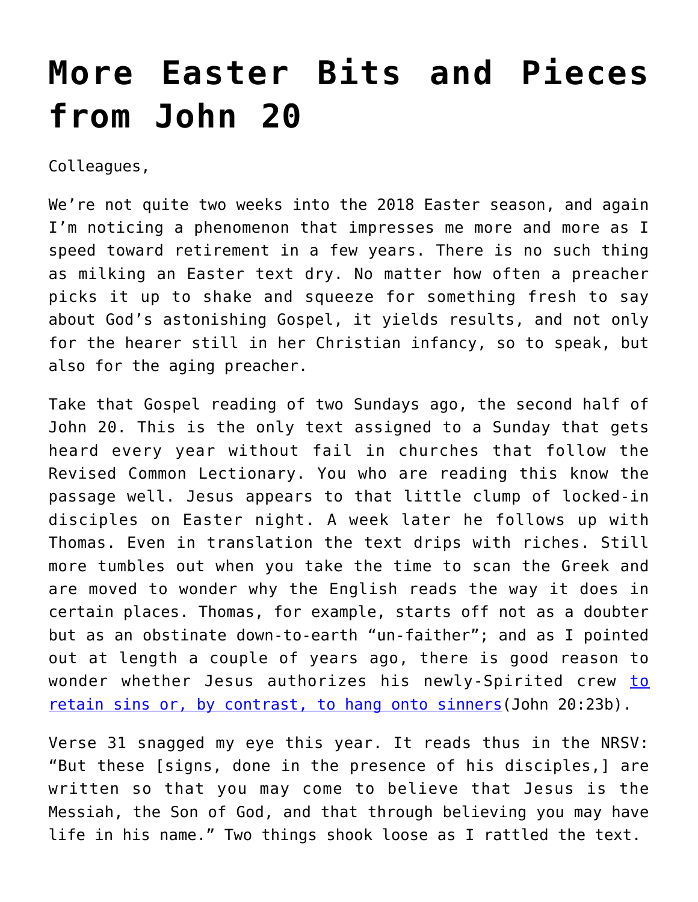# More Easter Bits and Pieces from John 20

Colleagues,

We're not quite two weeks into the 2018 Easter season, and again I'm noticing a phenomenon that impresses me more and more as I speed toward retirement in a few years. There is no such thing as milking an Easter text dry. No matter how often a preacher picks it up to shake and squeeze for something fresh to say about God's astonishing Gospel, it yields results, and not only for the hearer still in her Christian infancy, so to speak, but also for the aging preacher.

Take that Gospel reading of two Sundays ago, the second half of John 20. This is the only text assigned to a Sunday that gets heard every year without fail in churches that follow the Revised Common Lectionary. You who are reading this know the passage well. Jesus appears to that little clump of locked-in disciples on Easter night. A week later he follows up with Thomas. Even in translation the text drips with riches. Still more tumbles out when you take the time to scan the Greek and are moved to wonder why the English reads the way it does in certain places. Thomas, for example, starts off not as a doubter but as an obstinate down-to-earth "un-faither"; and as I pointed out at length a couple of years ago, there is good reason to wonder whether Jesus authorizes his newly-Spirited crew to retain sins or, by contrast, to hang onto sinners(John 20:23b).

Verse 31 snagged my eye this year. It reads thus in the NRSV: "But these [signs, done in the presence of his disciples,] are written so that you may come to believe that Jesus is the Messiah, the Son of God, and that through believing you may have life in his name." Two things shook loose as I rattled the text.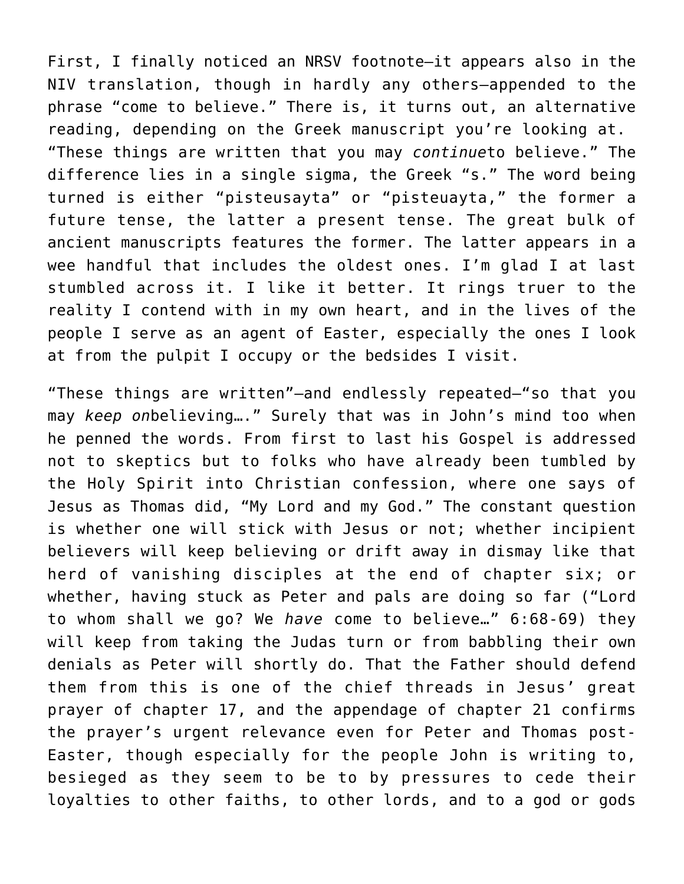First, I finally noticed an NRSV footnote—it appears also in the NIV translation, though in hardly any others—appended to the phrase "come to believe." There is, it turns out, an alternative reading, depending on the Greek manuscript you're looking at. "These things are written that you may *continue*to believe." The difference lies in a single sigma, the Greek "s." The word being turned is either "pisteusayta" or "pisteuayta," the former a future tense, the latter a present tense. The great bulk of ancient manuscripts features the former. The latter appears in a wee handful that includes the oldest ones. I'm glad I at last stumbled across it. I like it better. It rings truer to the reality I contend with in my own heart, and in the lives of the people I serve as an agent of Easter, especially the ones I look at from the pulpit I occupy or the bedsides I visit.

"These things are written"—and endlessly repeated—"so that you may *keep on*believing…." Surely that was in John's mind too when he penned the words. From first to last his Gospel is addressed not to skeptics but to folks who have already been tumbled by the Holy Spirit into Christian confession, where one says of Jesus as Thomas did, "My Lord and my God." The constant question is whether one will stick with Jesus or not; whether incipient believers will keep believing or drift away in dismay like that herd of vanishing disciples at the end of chapter six; or whether, having stuck as Peter and pals are doing so far ("Lord to whom shall we go? We *have* come to believe…" 6:68-69) they will keep from taking the Judas turn or from babbling their own denials as Peter will shortly do. That the Father should defend them from this is one of the chief threads in Jesus' great prayer of chapter 17, and the appendage of chapter 21 confirms the prayer's urgent relevance even for Peter and Thomas post-Easter, though especially for the people John is writing to, besieged as they seem to be to by pressures to cede their loyalties to other faiths, to other lords, and to a god or gods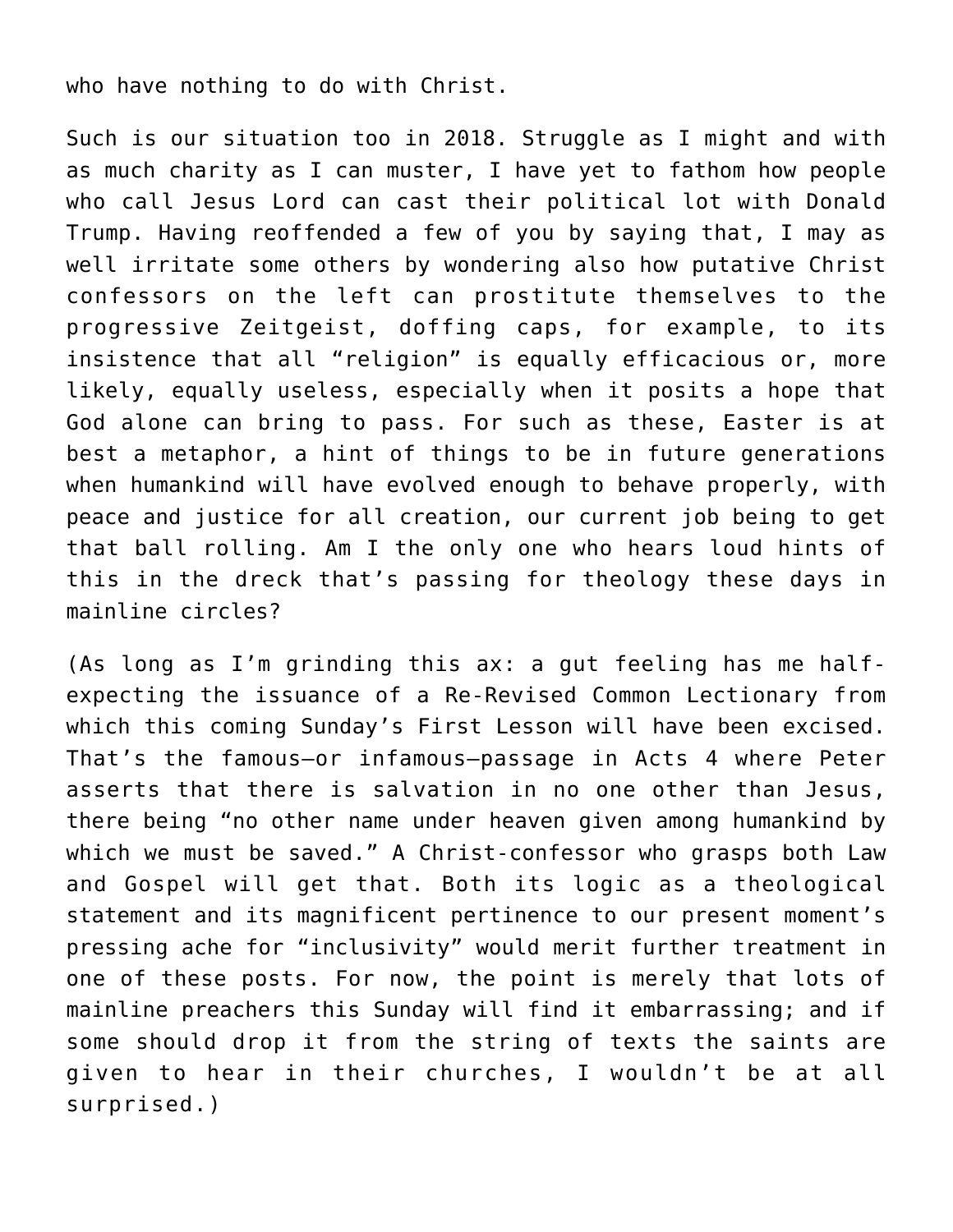who have nothing to do with Christ.

Such is our situation too in 2018. Struggle as I might and with as much charity as I can muster, I have yet to fathom how people who call Jesus Lord can cast their political lot with Donald Trump. Having reoffended a few of you by saying that, I may as well irritate some others by wondering also how putative Christ confessors on the left can prostitute themselves to the progressive Zeitgeist, doffing caps, for example, to its insistence that all "religion" is equally efficacious or, more likely, equally useless, especially when it posits a hope that God alone can bring to pass. For such as these, Easter is at best a metaphor, a hint of things to be in future generations when humankind will have evolved enough to behave properly, with peace and justice for all creation, our current job being to get that ball rolling. Am I the only one who hears loud hints of this in the dreck that's passing for theology these days in mainline circles?

(As long as I'm grinding this ax: a gut feeling has me half-expecting the issuance of a Re-Revised Common Lectionary from which this coming Sunday's First Lesson will have been excised. That's the famous—or infamous—passage in Acts 4 where Peter asserts that there is salvation in no one other than Jesus, there being "no other name under heaven given among humankind by which we must be saved." A Christ-confessor who grasps both Law and Gospel will get that. Both its logic as a theological statement and its magnificent pertinence to our present moment's pressing ache for "inclusivity" would merit further treatment in one of these posts. For now, the point is merely that lots of mainline preachers this Sunday will find it embarrassing; and if some should drop it from the string of texts the saints are given to hear in their churches, I wouldn't be at all surprised.)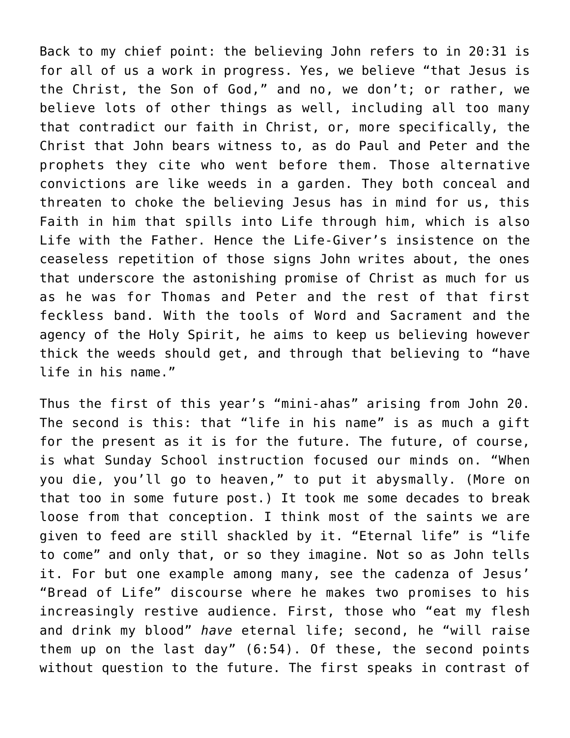Back to my chief point: the believing John refers to in 20:31 is for all of us a work in progress. Yes, we believe "that Jesus is the Christ, the Son of God," and no, we don't; or rather, we believe lots of other things as well, including all too many that contradict our faith in Christ, or, more specifically, the Christ that John bears witness to, as do Paul and Peter and the prophets they cite who went before them. Those alternative convictions are like weeds in a garden. They both conceal and threaten to choke the believing Jesus has in mind for us, this Faith in him that spills into Life through him, which is also Life with the Father. Hence the Life-Giver's insistence on the ceaseless repetition of those signs John writes about, the ones that underscore the astonishing promise of Christ as much for us as he was for Thomas and Peter and the rest of that first feckless band. With the tools of Word and Sacrament and the agency of the Holy Spirit, he aims to keep us believing however thick the weeds should get, and through that believing to "have life in his name."

Thus the first of this year's "mini-ahas" arising from John 20. The second is this: that "life in his name" is as much a gift for the present as it is for the future. The future, of course, is what Sunday School instruction focused our minds on. "When you die, you'll go to heaven," to put it abysmally. (More on that too in some future post.) It took me some decades to break loose from that conception. I think most of the saints we are given to feed are still shackled by it. "Eternal life" is "life to come" and only that, or so they imagine. Not so as John tells it. For but one example among many, see the cadenza of Jesus' "Bread of Life" discourse where he makes two promises to his increasingly restive audience. First, those who "eat my flesh and drink my blood" *have* eternal life; second, he "will raise them up on the last day" (6:54). Of these, the second points without question to the future. The first speaks in contrast of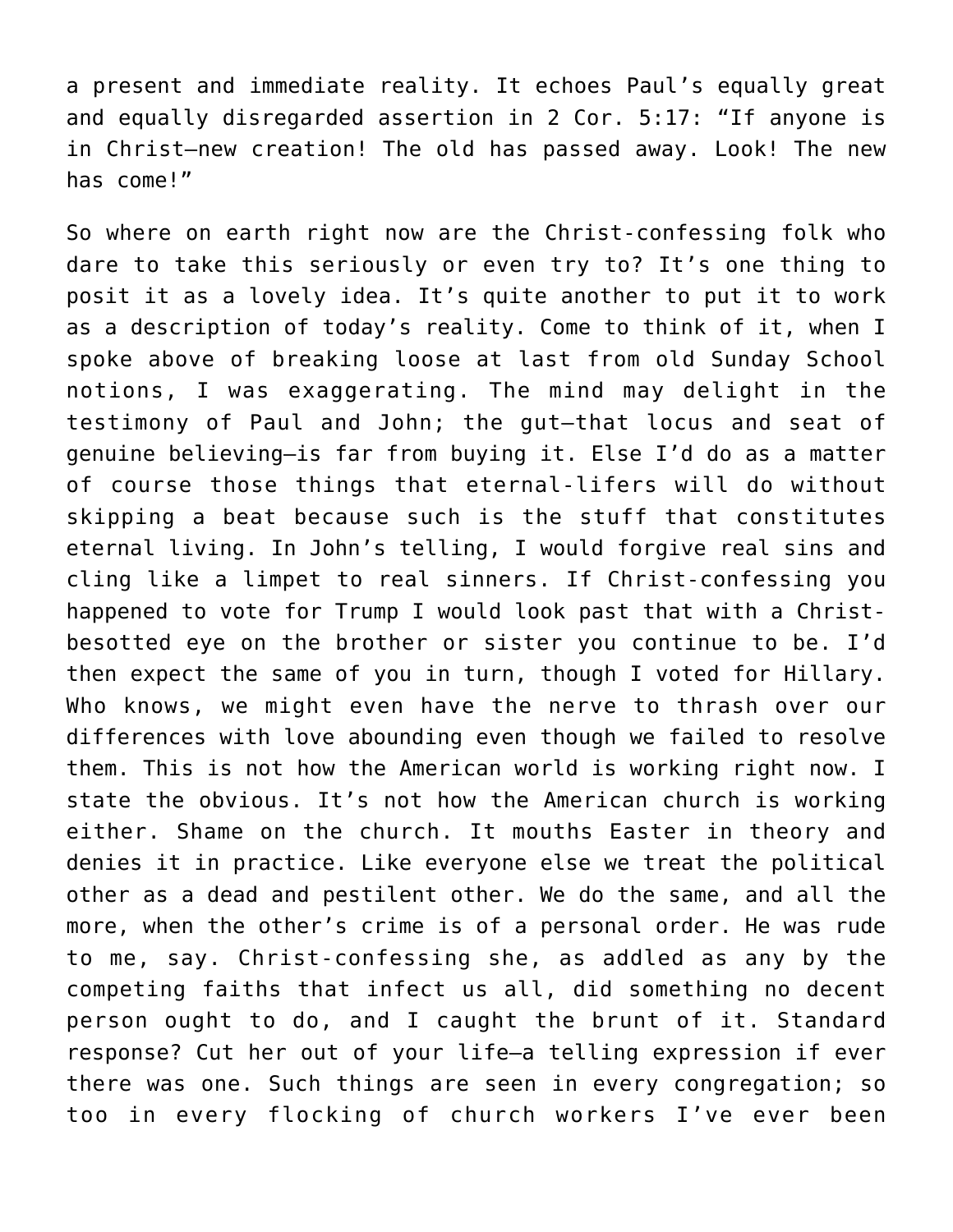a present and immediate reality. It echoes Paul's equally great and equally disregarded assertion in 2 Cor. 5:17: "If anyone is in Christ—new creation! The old has passed away. Look! The new has come!"

So where on earth right now are the Christ-confessing folk who dare to take this seriously or even try to? It's one thing to posit it as a lovely idea. It's quite another to put it to work as a description of today's reality. Come to think of it, when I spoke above of breaking loose at last from old Sunday School notions, I was exaggerating. The mind may delight in the testimony of Paul and John; the gut—that locus and seat of genuine believing—is far from buying it. Else I'd do as a matter of course those things that eternal-lifers will do without skipping a beat because such is the stuff that constitutes eternal living. In John's telling, I would forgive real sins and cling like a limpet to real sinners. If Christ-confessing you happened to vote for Trump I would look past that with a Christ-besotted eye on the brother or sister you continue to be. I'd then expect the same of you in turn, though I voted for Hillary. Who knows, we might even have the nerve to thrash over our differences with love abounding even though we failed to resolve them. This is not how the American world is working right now. I state the obvious. It's not how the American church is working either. Shame on the church. It mouths Easter in theory and denies it in practice. Like everyone else we treat the political other as a dead and pestilent other. We do the same, and all the more, when the other's crime is of a personal order. He was rude to me, say. Christ-confessing she, as addled as any by the competing faiths that infect us all, did something no decent person ought to do, and I caught the brunt of it. Standard response? Cut her out of your life—a telling expression if ever there was one. Such things are seen in every congregation; so too in every flocking of church workers I've ever been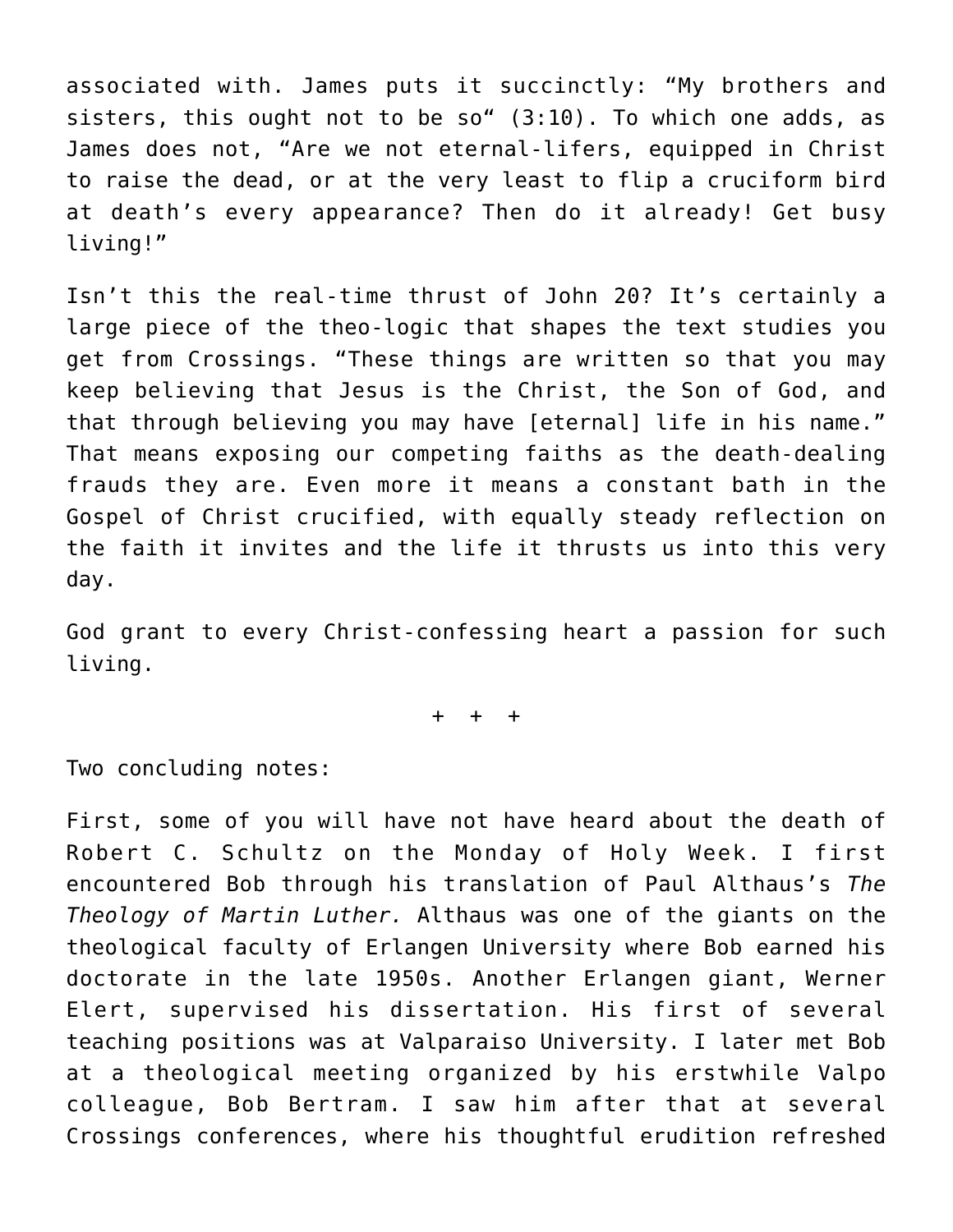associated with. James puts it succinctly: "My brothers and sisters, this ought not to be so" (3:10). To which one adds, as James does not, "Are we not eternal-lifers, equipped in Christ to raise the dead, or at the very least to flip a cruciform bird at death's every appearance? Then do it already! Get busy living!"

Isn't this the real-time thrust of John 20? It's certainly a large piece of the theo-logic that shapes the text studies you get from Crossings. "These things are written so that you may keep believing that Jesus is the Christ, the Son of God, and that through believing you may have [eternal] life in his name." That means exposing our competing faiths as the death-dealing frauds they are. Even more it means a constant bath in the Gospel of Christ crucified, with equally steady reflection on the faith it invites and the life it thrusts us into this very day.

God grant to every Christ-confessing heart a passion for such living.

+ + +

Two concluding notes:

First, some of you will have not have heard about the death of Robert C. Schultz on the Monday of Holy Week. I first encountered Bob through his translation of Paul Althaus's *The Theology of Martin Luther.* Althaus was one of the giants on the theological faculty of Erlangen University where Bob earned his doctorate in the late 1950s. Another Erlangen giant, Werner Elert, supervised his dissertation. His first of several teaching positions was at Valparaiso University. I later met Bob at a theological meeting organized by his erstwhile Valpo colleague, Bob Bertram. I saw him after that at several Crossings conferences, where his thoughtful erudition refreshed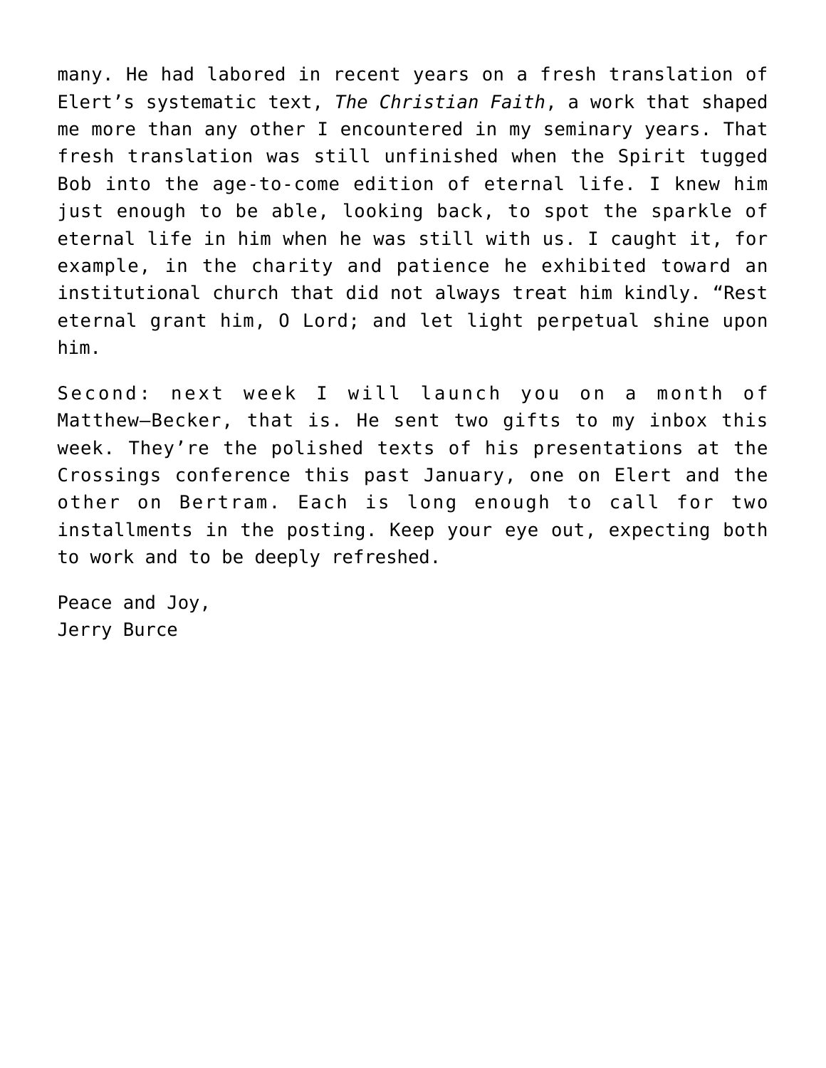many. He had labored in recent years on a fresh translation of Elert's systematic text, *The Christian Faith*, a work that shaped me more than any other I encountered in my seminary years. That fresh translation was still unfinished when the Spirit tugged Bob into the age-to-come edition of eternal life. I knew him just enough to be able, looking back, to spot the sparkle of eternal life in him when he was still with us. I caught it, for example, in the charity and patience he exhibited toward an institutional church that did not always treat him kindly. "Rest eternal grant him, O Lord; and let light perpetual shine upon him.

Second: next week I will launch you on a month of Matthew—Becker, that is. He sent two gifts to my inbox this week. They're the polished texts of his presentations at the Crossings conference this past January, one on Elert and the other on Bertram. Each is long enough to call for two installments in the posting. Keep your eye out, expecting both to work and to be deeply refreshed.

Peace and Joy,
Jerry Burce